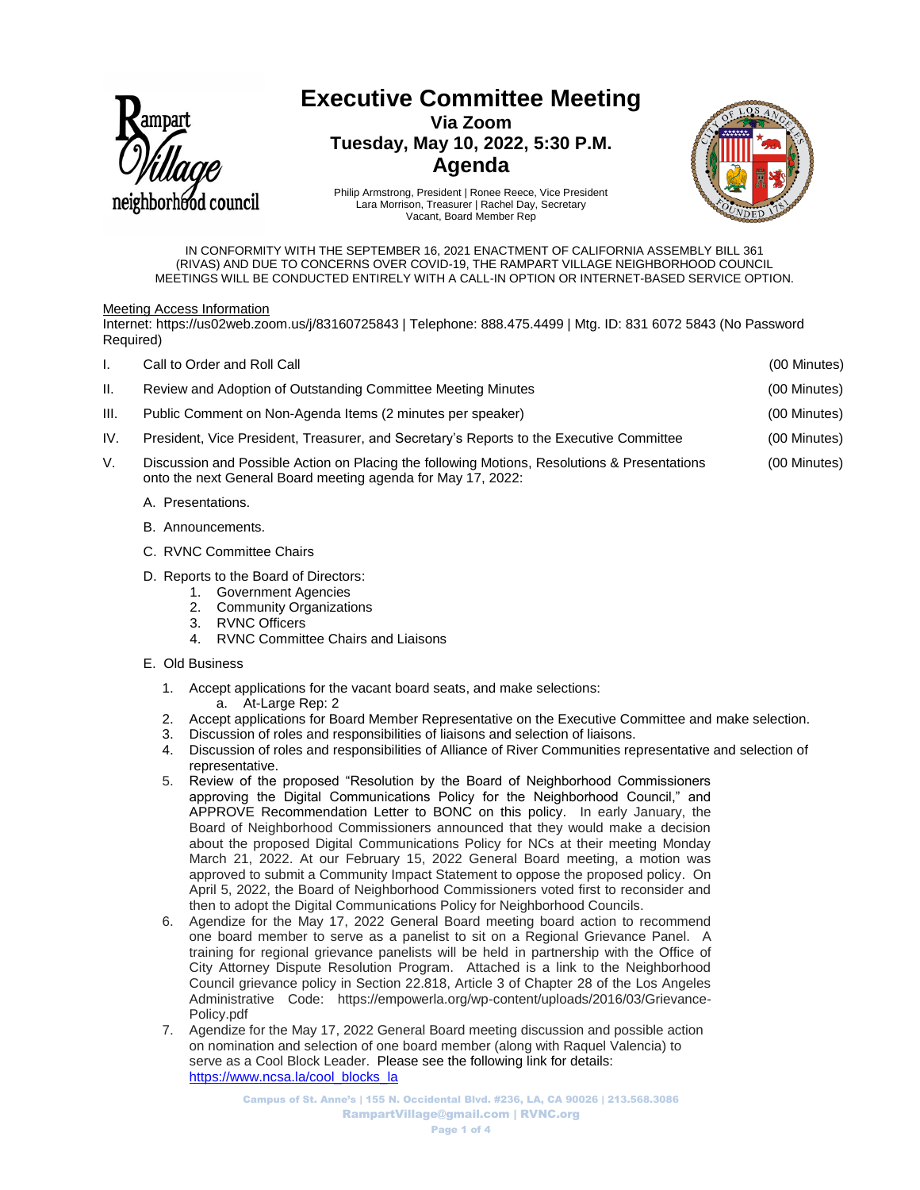# Executive Committee Meeting

**Via Zoom**
**Tuesday, May 10, 2022, 5:30 P.M.**
**Agenda**

Philip Armstrong, President | Ronee Reece, Vice President
Lara Morrison, Treasurer | Rachel Day, Secretary
Vacant, Board Member Rep

IN CONFORMITY WITH THE SEPTEMBER 16, 2021 ENACTMENT OF CALIFORNIA ASSEMBLY BILL 361 (RIVAS) AND DUE TO CONCERNS OVER COVID-19, THE RAMPART VILLAGE NEIGHBORHOOD COUNCIL MEETINGS WILL BE CONDUCTED ENTIRELY WITH A CALL-IN OPTION OR INTERNET-BASED SERVICE OPTION.

Meeting Access Information
Internet: https://us02web.zoom.us/j/83160725843 | Telephone: 888.475.4499 | Mtg. ID: 831 6072 5843 (No Password Required)

I. Call to Order and Roll Call (00 Minutes)

II. Review and Adoption of Outstanding Committee Meeting Minutes (00 Minutes)

III. Public Comment on Non-Agenda Items (2 minutes per speaker) (00 Minutes)

IV. President, Vice President, Treasurer, and Secretary's Reports to the Executive Committee (00 Minutes)

V. Discussion and Possible Action on Placing the following Motions, Resolutions & Presentations onto the next General Board meeting agenda for May 17, 2022: (00 Minutes)

A. Presentations.

B. Announcements.

C. RVNC Committee Chairs

D. Reports to the Board of Directors:
1. Government Agencies
2. Community Organizations
3. RVNC Officers
4. RVNC Committee Chairs and Liaisons

E. Old Business

1. Accept applications for the vacant board seats, and make selections:
   a. At-Large Rep: 2
2. Accept applications for Board Member Representative on the Executive Committee and make selection.
3. Discussion of roles and responsibilities of liaisons and selection of liaisons.
4. Discussion of roles and responsibilities of Alliance of River Communities representative and selection of representative.
5. Review of the proposed "Resolution by the Board of Neighborhood Commissioners approving the Digital Communications Policy for the Neighborhood Council," and APPROVE Recommendation Letter to BONC on this policy. In early January, the Board of Neighborhood Commissioners announced that they would make a decision about the proposed Digital Communications Policy for NCs at their meeting Monday March 21, 2022. At our February 15, 2022 General Board meeting, a motion was approved to submit a Community Impact Statement to oppose the proposed policy. On April 5, 2022, the Board of Neighborhood Commissioners voted first to reconsider and then to adopt the Digital Communications Policy for Neighborhood Councils.
6. Agendize for the May 17, 2022 General Board meeting board action to recommend one board member to serve as a panelist to sit on a Regional Grievance Panel. A training for regional grievance panelists will be held in partnership with the Office of City Attorney Dispute Resolution Program. Attached is a link to the Neighborhood Council grievance policy in Section 22.818, Article 3 of Chapter 28 of the Los Angeles Administrative Code: https://empowerla.org/wp-content/uploads/2016/03/Grievance-Policy.pdf
7. Agendize for the May 17, 2022 General Board meeting discussion and possible action on nomination and selection of one board member (along with Raquel Valencia) to serve as a Cool Block Leader. Please see the following link for details: https://www.ncsa.la/cool_blocks_la

Campus of St. Anne's | 155 N. Occidental Blvd. #236, LA, CA 90026 | 213.568.3086
RampartVillage@gmail.com | RVNC.org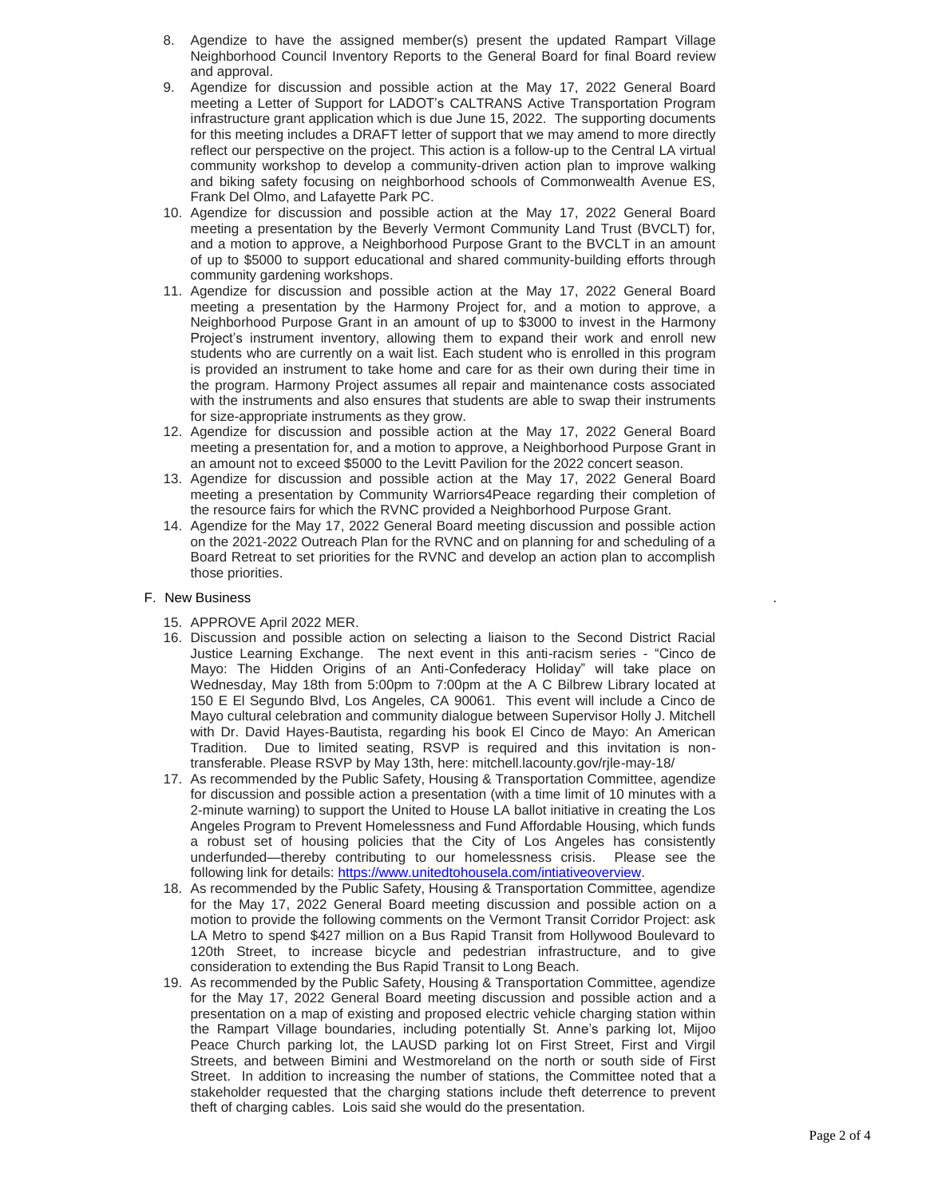8. Agendize to have the assigned member(s) present the updated Rampart Village Neighborhood Council Inventory Reports to the General Board for final Board review and approval.
9. Agendize for discussion and possible action at the May 17, 2022 General Board meeting a Letter of Support for LADOT's CALTRANS Active Transportation Program infrastructure grant application which is due June 15, 2022. The supporting documents for this meeting includes a DRAFT letter of support that we may amend to more directly reflect our perspective on the project. This action is a follow-up to the Central LA virtual community workshop to develop a community-driven action plan to improve walking and biking safety focusing on neighborhood schools of Commonwealth Avenue ES, Frank Del Olmo, and Lafayette Park PC.
10. Agendize for discussion and possible action at the May 17, 2022 General Board meeting a presentation by the Beverly Vermont Community Land Trust (BVCLT) for, and a motion to approve, a Neighborhood Purpose Grant to the BVCLT in an amount of up to $5000 to support educational and shared community-building efforts through community gardening workshops.
11. Agendize for discussion and possible action at the May 17, 2022 General Board meeting a presentation by the Harmony Project for, and a motion to approve, a Neighborhood Purpose Grant in an amount of up to $3000 to invest in the Harmony Project's instrument inventory, allowing them to expand their work and enroll new students who are currently on a wait list. Each student who is enrolled in this program is provided an instrument to take home and care for as their own during their time in the program. Harmony Project assumes all repair and maintenance costs associated with the instruments and also ensures that students are able to swap their instruments for size-appropriate instruments as they grow.
12. Agendize for discussion and possible action at the May 17, 2022 General Board meeting a presentation for, and a motion to approve, a Neighborhood Purpose Grant in an amount not to exceed $5000 to the Levitt Pavilion for the 2022 concert season.
13. Agendize for discussion and possible action at the May 17, 2022 General Board meeting a presentation by Community Warriors4Peace regarding their completion of the resource fairs for which the RVNC provided a Neighborhood Purpose Grant.
14. Agendize for the May 17, 2022 General Board meeting discussion and possible action on the 2021-2022 Outreach Plan for the RVNC and on planning for and scheduling of a Board Retreat to set priorities for the RVNC and develop an action plan to accomplish those priorities.

F. New Business

15. APPROVE April 2022 MER.
16. Discussion and possible action on selecting a liaison to the Second District Racial Justice Learning Exchange. The next event in this anti-racism series - "Cinco de Mayo: The Hidden Origins of an Anti-Confederacy Holiday" will take place on Wednesday, May 18th from 5:00pm to 7:00pm at the A C Bilbrew Library located at 150 E El Segundo Blvd, Los Angeles, CA 90061. This event will include a Cinco de Mayo cultural celebration and community dialogue between Supervisor Holly J. Mitchell with Dr. David Hayes-Bautista, regarding his book El Cinco de Mayo: An American Tradition. Due to limited seating, RSVP is required and this invitation is non-transferable. Please RSVP by May 13th, here: mitchell.lacounty.gov/rjle-may-18/
17. As recommended by the Public Safety, Housing & Transportation Committee, agendize for discussion and possible action a presentation (with a time limit of 10 minutes with a 2-minute warning) to support the United to House LA ballot initiative in creating the Los Angeles Program to Prevent Homelessness and Fund Affordable Housing, which funds a robust set of housing policies that the City of Los Angeles has consistently underfunded—thereby contributing to our homelessness crisis. Please see the following link for details: https://www.unitedtohousela.com/intiativeoverview.
18. As recommended by the Public Safety, Housing & Transportation Committee, agendize for the May 17, 2022 General Board meeting discussion and possible action on a motion to provide the following comments on the Vermont Transit Corridor Project: ask LA Metro to spend $427 million on a Bus Rapid Transit from Hollywood Boulevard to 120th Street, to increase bicycle and pedestrian infrastructure, and to give consideration to extending the Bus Rapid Transit to Long Beach.
19. As recommended by the Public Safety, Housing & Transportation Committee, agendize for the May 17, 2022 General Board meeting discussion and possible action and a presentation on a map of existing and proposed electric vehicle charging station within the Rampart Village boundaries, including potentially St. Anne's parking lot, Mijoo Peace Church parking lot, the LAUSD parking lot on First Street, First and Virgil Streets, and between Bimini and Westmoreland on the north or south side of First Street. In addition to increasing the number of stations, the Committee noted that a stakeholder requested that the charging stations include theft deterrence to prevent theft of charging cables. Lois said she would do the presentation.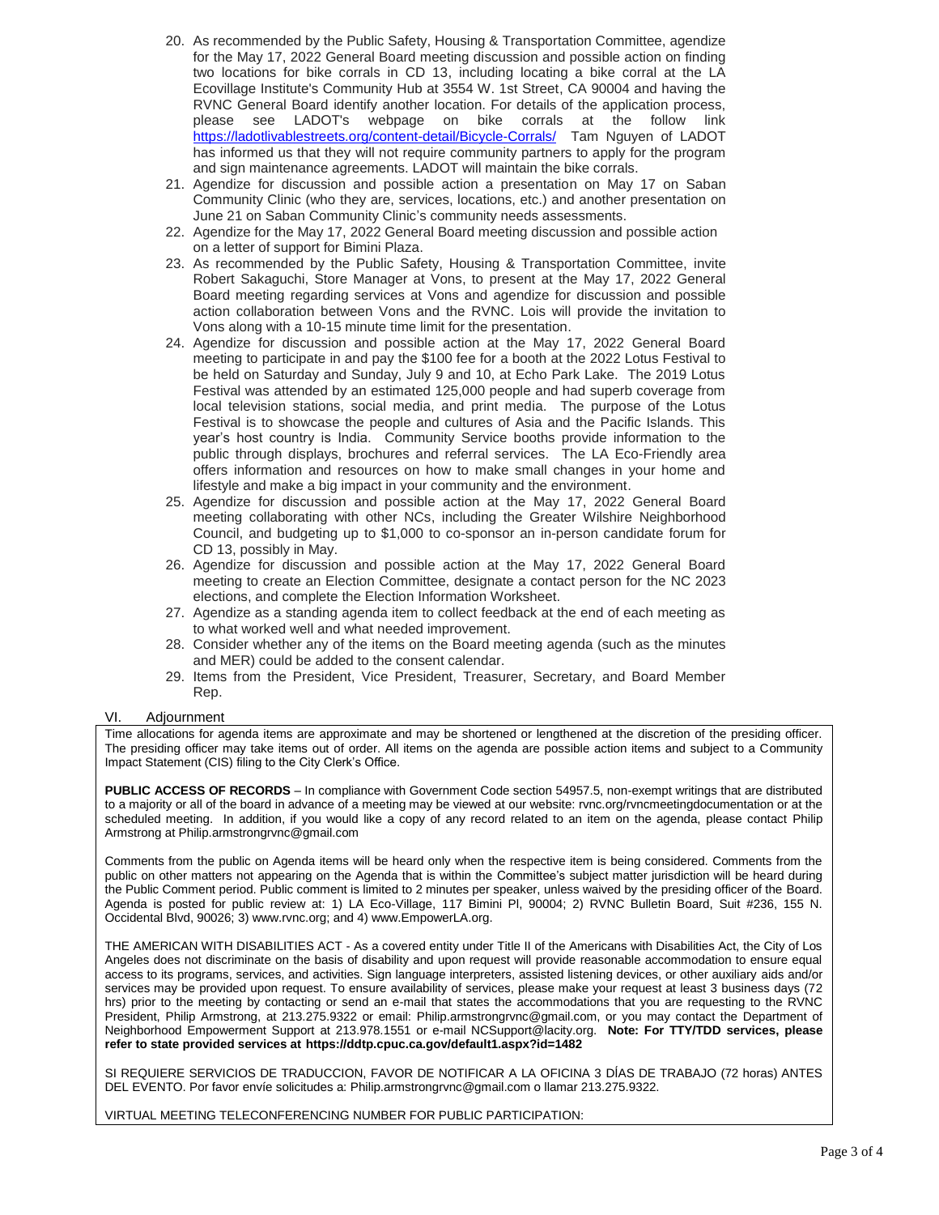20. As recommended by the Public Safety, Housing & Transportation Committee, agendize for the May 17, 2022 General Board meeting discussion and possible action on finding two locations for bike corrals in CD 13, including locating a bike corral at the LA Ecovillage Institute's Community Hub at 3554 W. 1st Street, CA 90004 and having the RVNC General Board identify another location. For details of the application process, please see LADOT's webpage on bike corrals at the follow link https://ladotlivablestreets.org/content-detail/Bicycle-Corrals/ Tam Nguyen of LADOT has informed us that they will not require community partners to apply for the program and sign maintenance agreements. LADOT will maintain the bike corrals.
21. Agendize for discussion and possible action a presentation on May 17 on Saban Community Clinic (who they are, services, locations, etc.) and another presentation on June 21 on Saban Community Clinic's community needs assessments.
22. Agendize for the May 17, 2022 General Board meeting discussion and possible action on a letter of support for Bimini Plaza.
23. As recommended by the Public Safety, Housing & Transportation Committee, invite Robert Sakaguchi, Store Manager at Vons, to present at the May 17, 2022 General Board meeting regarding services at Vons and agendize for discussion and possible action collaboration between Vons and the RVNC. Lois will provide the invitation to Vons along with a 10-15 minute time limit for the presentation.
24. Agendize for discussion and possible action at the May 17, 2022 General Board meeting to participate in and pay the $100 fee for a booth at the 2022 Lotus Festival to be held on Saturday and Sunday, July 9 and 10, at Echo Park Lake. The 2019 Lotus Festival was attended by an estimated 125,000 people and had superb coverage from local television stations, social media, and print media. The purpose of the Lotus Festival is to showcase the people and cultures of Asia and the Pacific Islands. This year's host country is India. Community Service booths provide information to the public through displays, brochures and referral services. The LA Eco-Friendly area offers information and resources on how to make small changes in your home and lifestyle and make a big impact in your community and the environment.
25. Agendize for discussion and possible action at the May 17, 2022 General Board meeting collaborating with other NCs, including the Greater Wilshire Neighborhood Council, and budgeting up to $1,000 to co-sponsor an in-person candidate forum for CD 13, possibly in May.
26. Agendize for discussion and possible action at the May 17, 2022 General Board meeting to create an Election Committee, designate a contact person for the NC 2023 elections, and complete the Election Information Worksheet.
27. Agendize as a standing agenda item to collect feedback at the end of each meeting as to what worked well and what needed improvement.
28. Consider whether any of the items on the Board meeting agenda (such as the minutes and MER) could be added to the consent calendar.
29. Items from the President, Vice President, Treasurer, Secretary, and Board Member Rep.

VI. Adjournment

Time allocations for agenda items are approximate and may be shortened or lengthened at the discretion of the presiding officer. The presiding officer may take items out of order. All items on the agenda are possible action items and subject to a Community Impact Statement (CIS) filing to the City Clerk's Office.

**PUBLIC ACCESS OF RECORDS** – In compliance with Government Code section 54957.5, non-exempt writings that are distributed to a majority or all of the board in advance of a meeting may be viewed at our website: rvnc.org/rvncmeetingdocumentation or at the scheduled meeting. In addition, if you would like a copy of any record related to an item on the agenda, please contact Philip Armstrong at Philip.armstrongrvnc@gmail.com

Comments from the public on Agenda items will be heard only when the respective item is being considered. Comments from the public on other matters not appearing on the Agenda that is within the Committee's subject matter jurisdiction will be heard during the Public Comment period. Public comment is limited to 2 minutes per speaker, unless waived by the presiding officer of the Board. Agenda is posted for public review at: 1) LA Eco-Village, 117 Bimini Pl, 90004; 2) RVNC Bulletin Board, Suit #236, 155 N. Occidental Blvd, 90026; 3) www.rvnc.org; and 4) www.EmpowerLA.org.

THE AMERICAN WITH DISABILITIES ACT - As a covered entity under Title II of the Americans with Disabilities Act, the City of Los Angeles does not discriminate on the basis of disability and upon request will provide reasonable accommodation to ensure equal access to its programs, services, and activities. Sign language interpreters, assisted listening devices, or other auxiliary aids and/or services may be provided upon request. To ensure availability of services, please make your request at least 3 business days (72 hrs) prior to the meeting by contacting or send an e-mail that states the accommodations that you are requesting to the RVNC President, Philip Armstrong, at 213.275.9322 or email: Philip.armstrongrvnc@gmail.com, or you may contact the Department of Neighborhood Empowerment Support at 213.978.1551 or e-mail NCSupport@lacity.org. **Note: For TTY/TDD services, please refer to state provided services at https://ddtp.cpuc.ca.gov/default1.aspx?id=1482**

SI REQUIERE SERVICIOS DE TRADUCCION, FAVOR DE NOTIFICAR A LA OFICINA 3 DÍAS DE TRABAJO (72 horas) ANTES DEL EVENTO. Por favor envíe solicitudes a: Philip.armstrongrvnc@gmail.com o llamar 213.275.9322.

VIRTUAL MEETING TELECONFERENCING NUMBER FOR PUBLIC PARTICIPATION: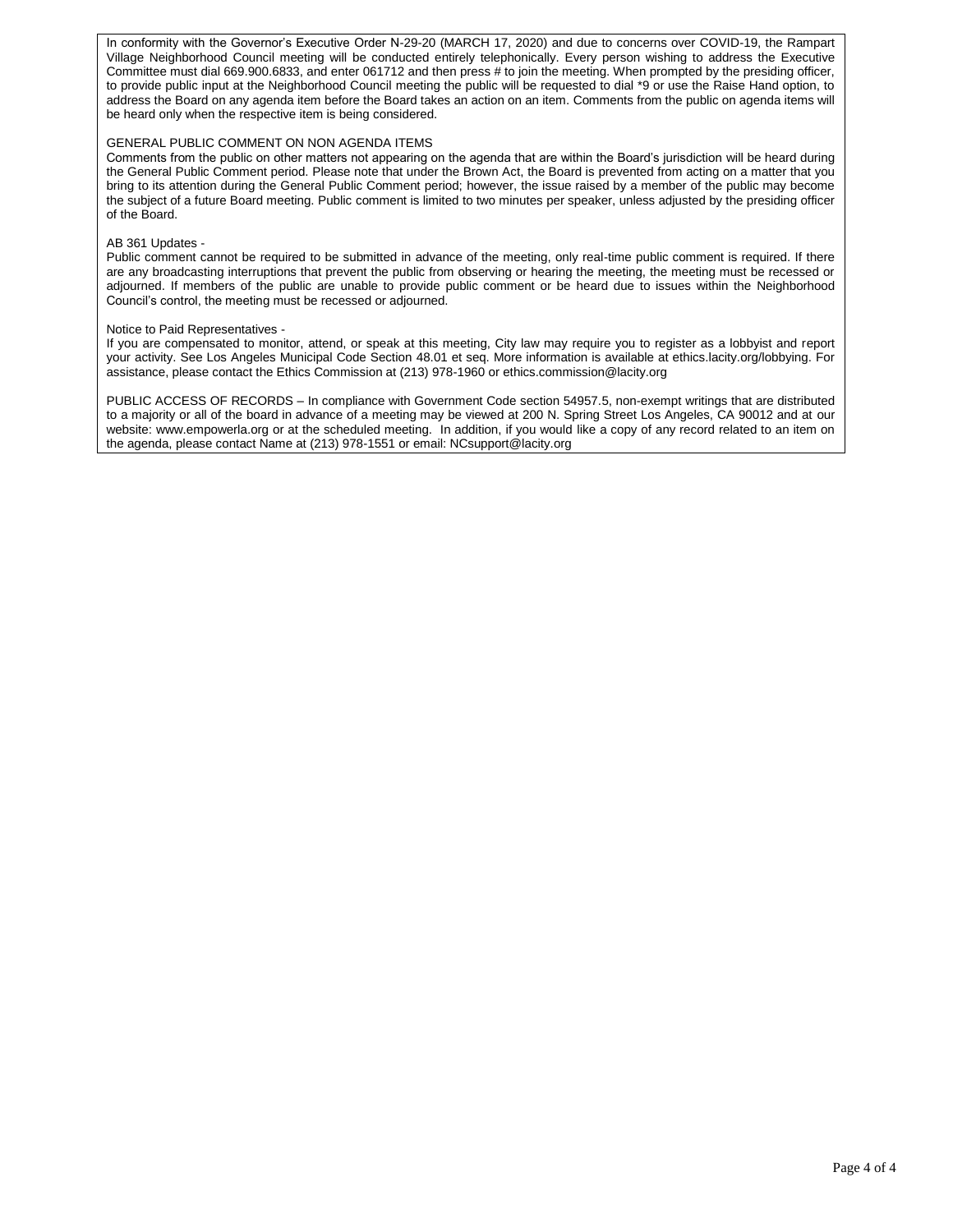In conformity with the Governor's Executive Order N-29-20 (MARCH 17, 2020) and due to concerns over COVID-19, the Rampart Village Neighborhood Council meeting will be conducted entirely telephonically. Every person wishing to address the Executive Committee must dial 669.900.6833, and enter 061712 and then press # to join the meeting. When prompted by the presiding officer, to provide public input at the Neighborhood Council meeting the public will be requested to dial *9 or use the Raise Hand option, to address the Board on any agenda item before the Board takes an action on an item. Comments from the public on agenda items will be heard only when the respective item is being considered.

GENERAL PUBLIC COMMENT ON NON AGENDA ITEMS

Comments from the public on other matters not appearing on the agenda that are within the Board's jurisdiction will be heard during the General Public Comment period. Please note that under the Brown Act, the Board is prevented from acting on a matter that you bring to its attention during the General Public Comment period; however, the issue raised by a member of the public may become the subject of a future Board meeting. Public comment is limited to two minutes per speaker, unless adjusted by the presiding officer of the Board.

AB 361 Updates -

Public comment cannot be required to be submitted in advance of the meeting, only real-time public comment is required. If there are any broadcasting interruptions that prevent the public from observing or hearing the meeting, the meeting must be recessed or adjourned. If members of the public are unable to provide public comment or be heard due to issues within the Neighborhood Council's control, the meeting must be recessed or adjourned.

Notice to Paid Representatives -

If you are compensated to monitor, attend, or speak at this meeting, City law may require you to register as a lobbyist and report your activity. See Los Angeles Municipal Code Section 48.01 et seq. More information is available at ethics.lacity.org/lobbying. For assistance, please contact the Ethics Commission at (213) 978-1960 or ethics.commission@lacity.org

PUBLIC ACCESS OF RECORDS – In compliance with Government Code section 54957.5, non-exempt writings that are distributed to a majority or all of the board in advance of a meeting may be viewed at 200 N. Spring Street Los Angeles, CA 90012 and at our website: www.empowerla.org or at the scheduled meeting. In addition, if you would like a copy of any record related to an item on the agenda, please contact Name at (213) 978-1551 or email: NCsupport@lacity.org